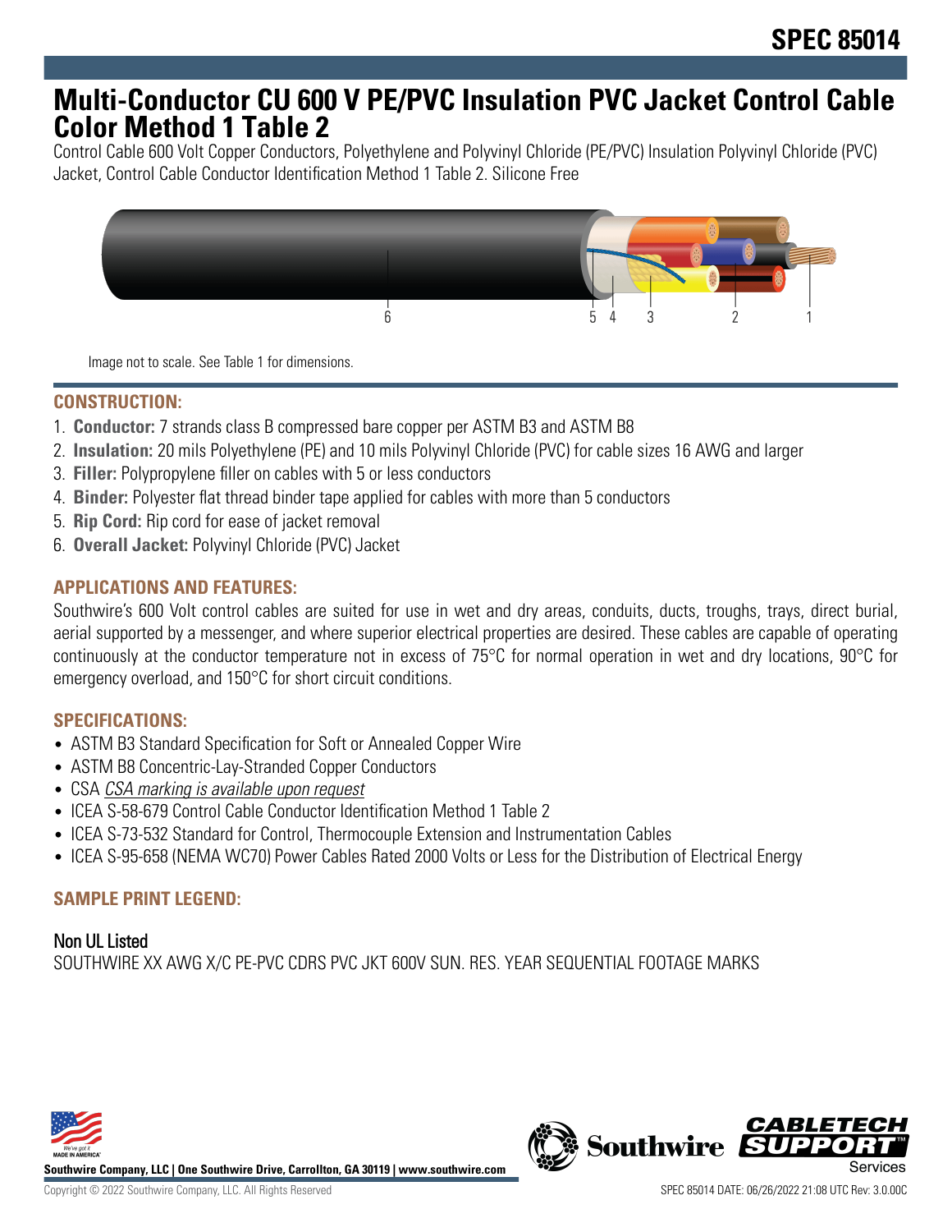SPEC 85014

# Multi-Conductor CU 600 V PE/PVC Insulation PVC Jacket Control Cable Color Method 1 Table 2

Control Cable 600 Volt Copper Conductors, Polyethylene and Polyvinyl Chloride (PE/PVC) Insulation Polyvinyl Chloride (PVC) Jacket, Control Cable Conductor Identification Method 1 Table 2. Silicone Free

Image not to scale. See Table 1 for dimensions.

## CONSTRUCTION:

1. **Conductor:** 7 strands class B compressed bare copper per ASTM B3 and ASTM B8
2. **Insulation:** 20 mils Polyethylene (PE) and 10 mils Polyvinyl Chloride (PVC) for cable sizes 16 AWG and larger
3. **Filler:** Polypropylene filler on cables with 5 or less conductors
4. **Binder:** Polyester flat thread binder tape applied for cables with more than 5 conductors
5. **Rip Cord:** Rip cord for ease of jacket removal
6. **Overall Jacket:** Polyvinyl Chloride (PVC) Jacket

## APPLICATIONS AND FEATURES:

Southwire's 600 Volt control cables are suited for use in wet and dry areas, conduits, ducts, troughs, trays, direct burial, aerial supported by a messenger, and where superior electrical properties are desired. These cables are capable of operating continuously at the conductor temperature not in excess of 75°C for normal operation in wet and dry locations, 90°C for emergency overload, and 150°C for short circuit conditions.

## SPECIFICATIONS:

- ASTM B3 Standard Specification for Soft or Annealed Copper Wire
- ASTM B8 Concentric-Lay-Stranded Copper Conductors
- CSA *CSA marking is available upon request*
- ICEA S-58-679 Control Cable Conductor Identification Method 1 Table 2
- ICEA S-73-532 Standard for Control, Thermocouple Extension and Instrumentation Cables
- ICEA S-95-658 (NEMA WC70) Power Cables Rated 2000 Volts or Less for the Distribution of Electrical Energy

## SAMPLE PRINT LEGEND:

### Non UL Listed

SOUTHWIRE XX AWG X/C PE-PVC CDRS PVC JKT 600V SUN. RES. YEAR SEQUENTIAL FOOTAGE MARKS

**Southwire Company, LLC | One Southwire Drive, Carrollton, GA 30119 | www.southwire.com**

Copyright © 2022 Southwire Company, LLC. All Rights Reserved

SPEC 85014 DATE: 06/26/2022 21:08 UTC Rev: 3.0.00C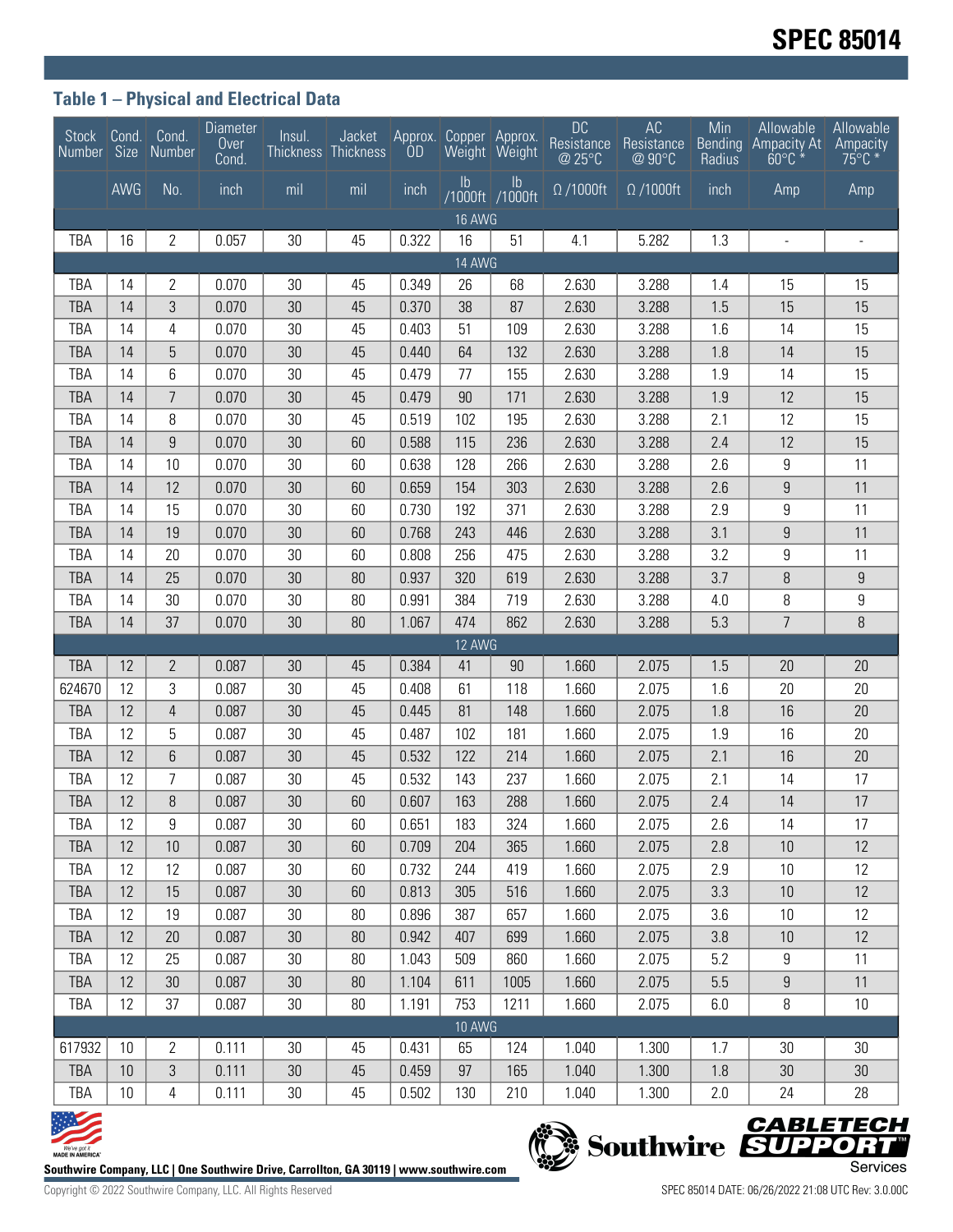## Table 1 – Physical and Electrical Data

| Stock Number | Cond. Size | Cond. Number | Diameter Over Cond. | Insul. Thickness | Jacket Thickness | Approx. OD | Copper Weight | Approx. Weight | DC Resistance @ 25°C | AC Resistance @ 90°C | Min Bending Radius | Allowable Ampacity At 60°C * | Allowable Ampacity 75°C * |
|---|---|---|---|---|---|---|---|---|---|---|---|---|---|
| | AWG | No. | inch | mil | mil | inch | lb /1000ft | lb /1000ft | Ω /1000ft | Ω /1000ft | inch | Amp | Amp |
| **16 AWG** | | | | | | | | | | | | | |
| TBA | 16 | 2 | 0.057 | 30 | 45 | 0.322 | 16 | 51 | 4.1 | 5.282 | 1.3 | - | - |
| **14 AWG** | | | | | | | | | | | | | |
| TBA | 14 | 2 | 0.070 | 30 | 45 | 0.349 | 26 | 68 | 2.630 | 3.288 | 1.4 | 15 | 15 |
| TBA | 14 | 3 | 0.070 | 30 | 45 | 0.370 | 38 | 87 | 2.630 | 3.288 | 1.5 | 15 | 15 |
| TBA | 14 | 4 | 0.070 | 30 | 45 | 0.403 | 51 | 109 | 2.630 | 3.288 | 1.6 | 14 | 15 |
| TBA | 14 | 5 | 0.070 | 30 | 45 | 0.440 | 64 | 132 | 2.630 | 3.288 | 1.8 | 14 | 15 |
| TBA | 14 | 6 | 0.070 | 30 | 45 | 0.479 | 77 | 155 | 2.630 | 3.288 | 1.9 | 14 | 15 |
| TBA | 14 | 7 | 0.070 | 30 | 45 | 0.479 | 90 | 171 | 2.630 | 3.288 | 1.9 | 12 | 15 |
| TBA | 14 | 8 | 0.070 | 30 | 45 | 0.519 | 102 | 195 | 2.630 | 3.288 | 2.1 | 12 | 15 |
| TBA | 14 | 9 | 0.070 | 30 | 60 | 0.588 | 115 | 236 | 2.630 | 3.288 | 2.4 | 12 | 15 |
| TBA | 14 | 10 | 0.070 | 30 | 60 | 0.638 | 128 | 266 | 2.630 | 3.288 | 2.6 | 9 | 11 |
| TBA | 14 | 12 | 0.070 | 30 | 60 | 0.659 | 154 | 303 | 2.630 | 3.288 | 2.6 | 9 | 11 |
| TBA | 14 | 15 | 0.070 | 30 | 60 | 0.730 | 192 | 371 | 2.630 | 3.288 | 2.9 | 9 | 11 |
| TBA | 14 | 19 | 0.070 | 30 | 60 | 0.768 | 243 | 446 | 2.630 | 3.288 | 3.1 | 9 | 11 |
| TBA | 14 | 20 | 0.070 | 30 | 60 | 0.808 | 256 | 475 | 2.630 | 3.288 | 3.2 | 9 | 11 |
| TBA | 14 | 25 | 0.070 | 30 | 80 | 0.937 | 320 | 619 | 2.630 | 3.288 | 3.7 | 8 | 9 |
| TBA | 14 | 30 | 0.070 | 30 | 80 | 0.991 | 384 | 719 | 2.630 | 3.288 | 4.0 | 8 | 9 |
| TBA | 14 | 37 | 0.070 | 30 | 80 | 1.067 | 474 | 862 | 2.630 | 3.288 | 5.3 | 7 | 8 |
| **12 AWG** | | | | | | | | | | | | | |
| TBA | 12 | 2 | 0.087 | 30 | 45 | 0.384 | 41 | 90 | 1.660 | 2.075 | 1.5 | 20 | 20 |
| 624670 | 12 | 3 | 0.087 | 30 | 45 | 0.408 | 61 | 118 | 1.660 | 2.075 | 1.6 | 20 | 20 |
| TBA | 12 | 4 | 0.087 | 30 | 45 | 0.445 | 81 | 148 | 1.660 | 2.075 | 1.8 | 16 | 20 |
| TBA | 12 | 5 | 0.087 | 30 | 45 | 0.487 | 102 | 181 | 1.660 | 2.075 | 1.9 | 16 | 20 |
| TBA | 12 | 6 | 0.087 | 30 | 45 | 0.532 | 122 | 214 | 1.660 | 2.075 | 2.1 | 16 | 20 |
| TBA | 12 | 7 | 0.087 | 30 | 45 | 0.532 | 143 | 237 | 1.660 | 2.075 | 2.1 | 14 | 17 |
| TBA | 12 | 8 | 0.087 | 30 | 60 | 0.607 | 163 | 288 | 1.660 | 2.075 | 2.4 | 14 | 17 |
| TBA | 12 | 9 | 0.087 | 30 | 60 | 0.651 | 183 | 324 | 1.660 | 2.075 | 2.6 | 14 | 17 |
| TBA | 12 | 10 | 0.087 | 30 | 60 | 0.709 | 204 | 365 | 1.660 | 2.075 | 2.8 | 10 | 12 |
| TBA | 12 | 12 | 0.087 | 30 | 60 | 0.732 | 244 | 419 | 1.660 | 2.075 | 2.9 | 10 | 12 |
| TBA | 12 | 15 | 0.087 | 30 | 60 | 0.813 | 305 | 516 | 1.660 | 2.075 | 3.3 | 10 | 12 |
| TBA | 12 | 19 | 0.087 | 30 | 80 | 0.896 | 387 | 657 | 1.660 | 2.075 | 3.6 | 10 | 12 |
| TBA | 12 | 20 | 0.087 | 30 | 80 | 0.942 | 407 | 699 | 1.660 | 2.075 | 3.8 | 10 | 12 |
| TBA | 12 | 25 | 0.087 | 30 | 80 | 1.043 | 509 | 860 | 1.660 | 2.075 | 5.2 | 9 | 11 |
| TBA | 12 | 30 | 0.087 | 30 | 80 | 1.104 | 611 | 1005 | 1.660 | 2.075 | 5.5 | 9 | 11 |
| TBA | 12 | 37 | 0.087 | 30 | 80 | 1.191 | 753 | 1211 | 1.660 | 2.075 | 6.0 | 8 | 10 |
| **10 AWG** | | | | | | | | | | | | | |
| 617932 | 10 | 2 | 0.111 | 30 | 45 | 0.431 | 65 | 124 | 1.040 | 1.300 | 1.7 | 30 | 30 |
| TBA | 10 | 3 | 0.111 | 30 | 45 | 0.459 | 97 | 165 | 1.040 | 1.300 | 1.8 | 30 | 30 |
| TBA | 10 | 4 | 0.111 | 30 | 45 | 0.502 | 130 | 210 | 1.040 | 1.300 | 2.0 | 24 | 28 |

Southwire Company, LLC | One Southwire Drive, Carrollton, GA 30119 | www.southwire.com

Copyright © 2022 Southwire Company, LLC. All Rights Reserved

SPEC 85014 DATE: 06/26/2022 21:08 UTC Rev: 3.0.00C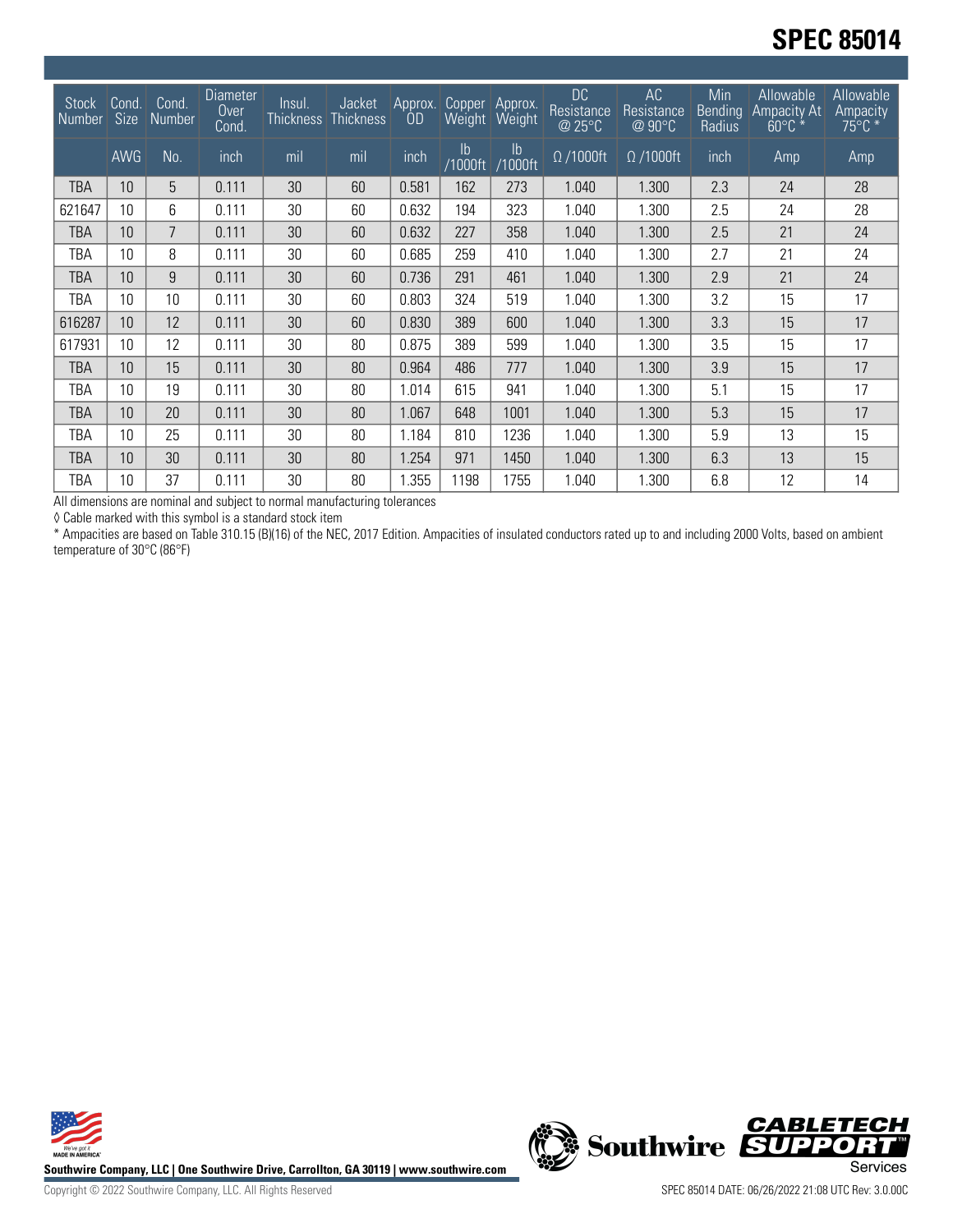| Stock Number | Cond. Size | Cond. Number | Diameter Over Cond. | Insul. Thickness | Jacket Thickness | Approx. OD | Copper Weight | Approx. Weight | DC Resistance @ 25°C | AC Resistance @ 90°C | Min Bending Radius | Allowable Ampacity At 60°C * | Allowable Ampacity 75°C * |
|---|---|---|---|---|---|---|---|---|---|---|---|---|---|
| | AWG | No. | inch | mil | mil | inch | lb /1000ft | lb /1000ft | Ω /1000ft | Ω /1000ft | inch | Amp | Amp |
| TBA | 10 | 5 | 0.111 | 30 | 60 | 0.581 | 162 | 273 | 1.040 | 1.300 | 2.3 | 24 | 28 |
| 621647 | 10 | 6 | 0.111 | 30 | 60 | 0.632 | 194 | 323 | 1.040 | 1.300 | 2.5 | 24 | 28 |
| TBA | 10 | 7 | 0.111 | 30 | 60 | 0.632 | 227 | 358 | 1.040 | 1.300 | 2.5 | 21 | 24 |
| TBA | 10 | 8 | 0.111 | 30 | 60 | 0.685 | 259 | 410 | 1.040 | 1.300 | 2.7 | 21 | 24 |
| TBA | 10 | 9 | 0.111 | 30 | 60 | 0.736 | 291 | 461 | 1.040 | 1.300 | 2.9 | 21 | 24 |
| TBA | 10 | 10 | 0.111 | 30 | 60 | 0.803 | 324 | 519 | 1.040 | 1.300 | 3.2 | 15 | 17 |
| 616287 | 10 | 12 | 0.111 | 30 | 60 | 0.830 | 389 | 600 | 1.040 | 1.300 | 3.3 | 15 | 17 |
| 617931 | 10 | 12 | 0.111 | 30 | 80 | 0.875 | 389 | 599 | 1.040 | 1.300 | 3.5 | 15 | 17 |
| TBA | 10 | 15 | 0.111 | 30 | 80 | 0.964 | 486 | 777 | 1.040 | 1.300 | 3.9 | 15 | 17 |
| TBA | 10 | 19 | 0.111 | 30 | 80 | 1.014 | 615 | 941 | 1.040 | 1.300 | 5.1 | 15 | 17 |
| TBA | 10 | 20 | 0.111 | 30 | 80 | 1.067 | 648 | 1001 | 1.040 | 1.300 | 5.3 | 15 | 17 |
| TBA | 10 | 25 | 0.111 | 30 | 80 | 1.184 | 810 | 1236 | 1.040 | 1.300 | 5.9 | 13 | 15 |
| TBA | 10 | 30 | 0.111 | 30 | 80 | 1.254 | 971 | 1450 | 1.040 | 1.300 | 6.3 | 13 | 15 |
| TBA | 10 | 37 | 0.111 | 30 | 80 | 1.355 | 1198 | 1755 | 1.040 | 1.300 | 6.8 | 12 | 14 |

All dimensions are nominal and subject to normal manufacturing tolerances

◊ Cable marked with this symbol is a standard stock item

* Ampacities are based on Table 310.15 (B)(16) of the NEC, 2017 Edition. Ampacities of insulated conductors rated up to and including 2000 Volts, based on ambient temperature of 30°C (86°F)